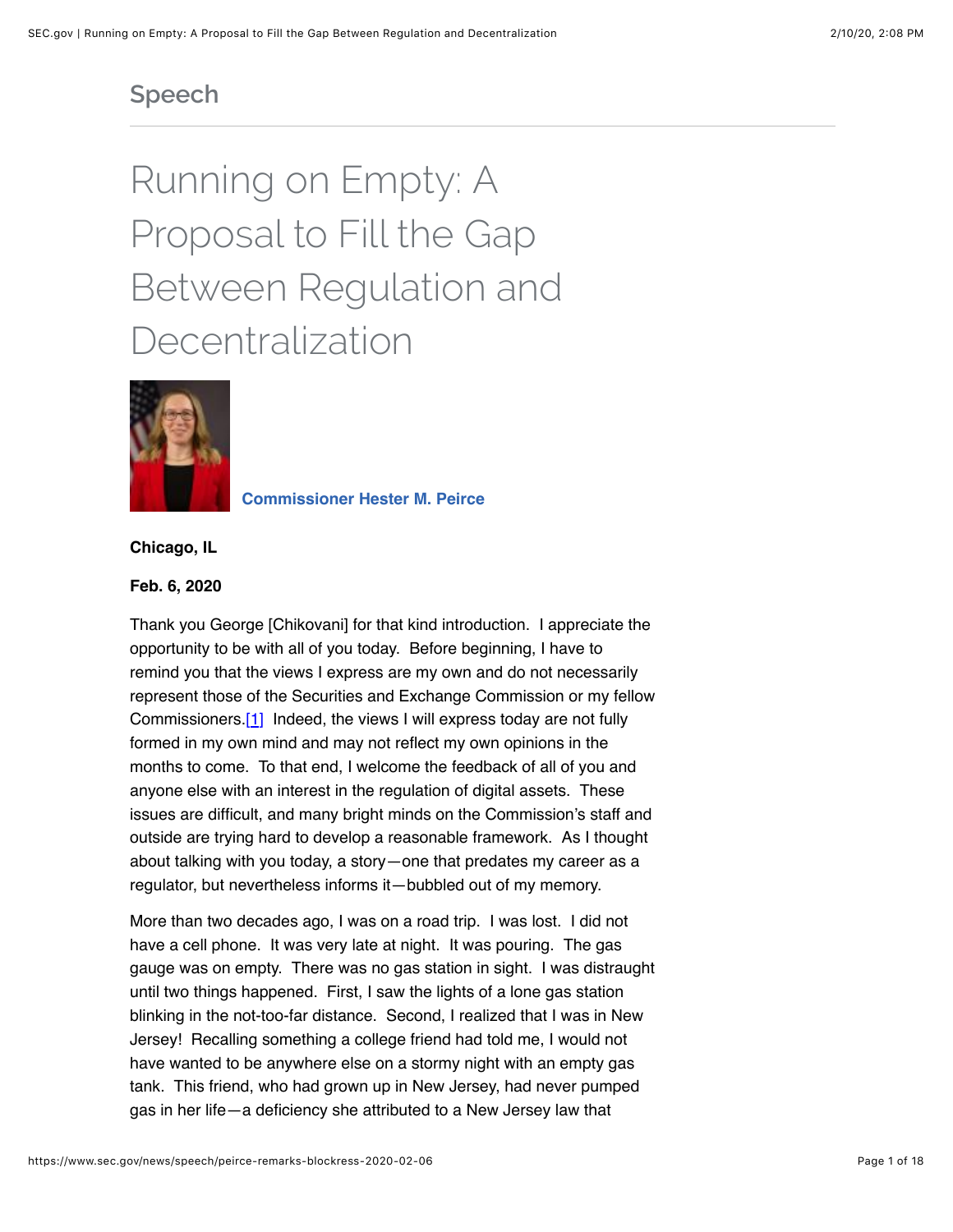Speech

# Running on Empty: A Proposal to Fill the Gap Between Regulation and Decentralization

**Commissioner Hester M. Peirce**

**Chicago, IL**

**Feb. 6, 2020**

Thank you George [Chikovani] for that kind introduction. I appreciate the opportunity to be with all of you today. Before beginning, I have to remind you that the views I express are my own and do not necessarily represent those of the Securities and Exchange Commission or my fellow Commissioners.[1] Indeed, the views I will express today are not fully formed in my own mind and may not reflect my own opinions in the months to come. To that end, I welcome the feedback of all of you and anyone else with an interest in the regulation of digital assets. These issues are difficult, and many bright minds on the Commission's staff and outside are trying hard to develop a reasonable framework. As I thought about talking with you today, a story—one that predates my career as a regulator, but nevertheless informs it—bubbled out of my memory.

More than two decades ago, I was on a road trip. I was lost. I did not have a cell phone. It was very late at night. It was pouring. The gas gauge was on empty. There was no gas station in sight. I was distraught until two things happened. First, I saw the lights of a lone gas station blinking in the not-too-far distance. Second, I realized that I was in New Jersey! Recalling something a college friend had told me, I would not have wanted to be anywhere else on a stormy night with an empty gas tank. This friend, who had grown up in New Jersey, had never pumped gas in her life—a deficiency she attributed to a New Jersey law that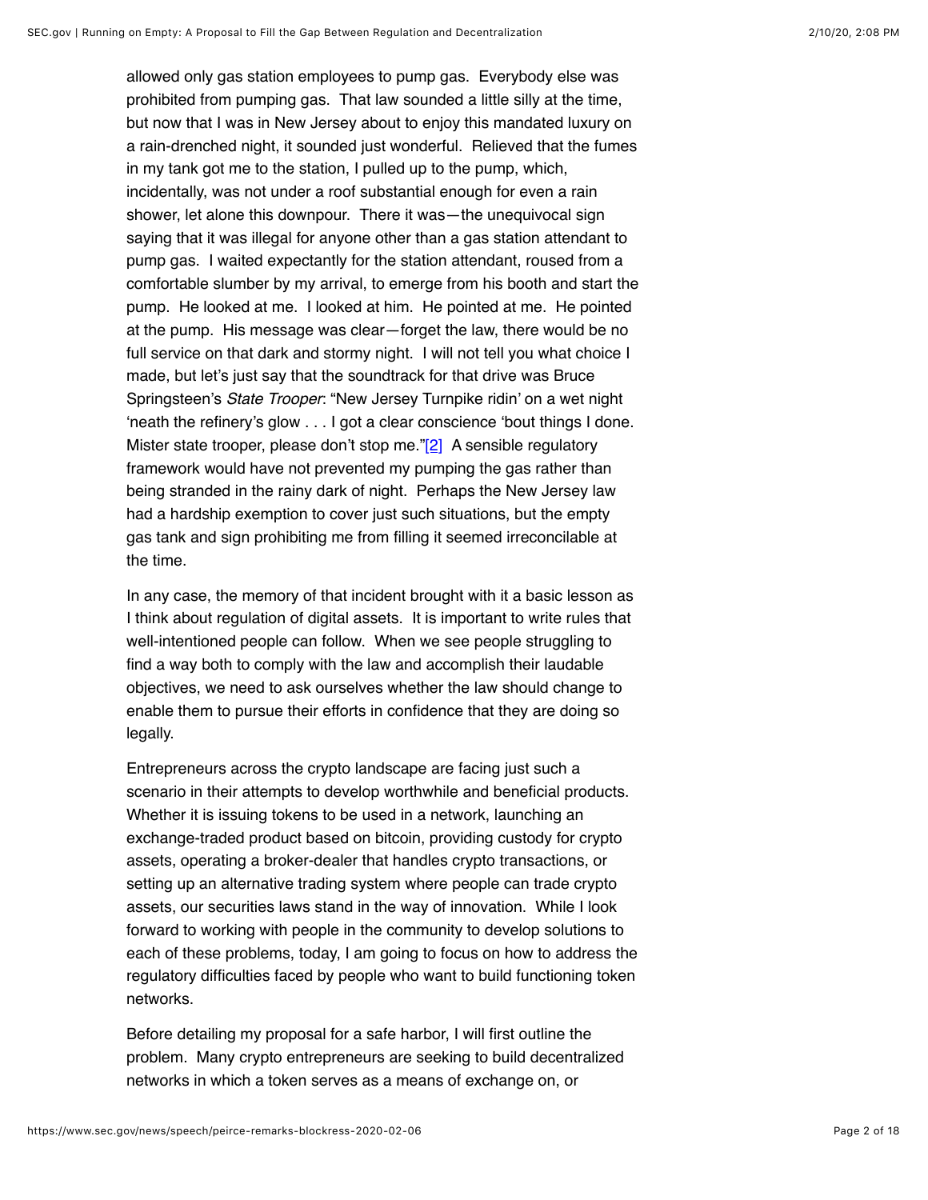allowed only gas station employees to pump gas. Everybody else was prohibited from pumping gas. That law sounded a little silly at the time, but now that I was in New Jersey about to enjoy this mandated luxury on a rain-drenched night, it sounded just wonderful. Relieved that the fumes in my tank got me to the station, I pulled up to the pump, which, incidentally, was not under a roof substantial enough for even a rain shower, let alone this downpour. There it was—the unequivocal sign saying that it was illegal for anyone other than a gas station attendant to pump gas. I waited expectantly for the station attendant, roused from a comfortable slumber by my arrival, to emerge from his booth and start the pump. He looked at me. I looked at him. He pointed at me. He pointed at the pump. His message was clear—forget the law, there would be no full service on that dark and stormy night. I will not tell you what choice I made, but let's just say that the soundtrack for that drive was Bruce Springsteen's *State Trooper*: "New Jersey Turnpike ridin' on a wet night 'neath the refinery's glow . . . I got a clear conscience 'bout things I done. Mister state trooper, please don't stop me."[2] A sensible regulatory framework would have not prevented my pumping the gas rather than being stranded in the rainy dark of night. Perhaps the New Jersey law had a hardship exemption to cover just such situations, but the empty gas tank and sign prohibiting me from filling it seemed irreconcilable at the time.

In any case, the memory of that incident brought with it a basic lesson as I think about regulation of digital assets. It is important to write rules that well-intentioned people can follow. When we see people struggling to find a way both to comply with the law and accomplish their laudable objectives, we need to ask ourselves whether the law should change to enable them to pursue their efforts in confidence that they are doing so legally.

Entrepreneurs across the crypto landscape are facing just such a scenario in their attempts to develop worthwhile and beneficial products. Whether it is issuing tokens to be used in a network, launching an exchange-traded product based on bitcoin, providing custody for crypto assets, operating a broker-dealer that handles crypto transactions, or setting up an alternative trading system where people can trade crypto assets, our securities laws stand in the way of innovation. While I look forward to working with people in the community to develop solutions to each of these problems, today, I am going to focus on how to address the regulatory difficulties faced by people who want to build functioning token networks.

Before detailing my proposal for a safe harbor, I will first outline the problem. Many crypto entrepreneurs are seeking to build decentralized networks in which a token serves as a means of exchange on, or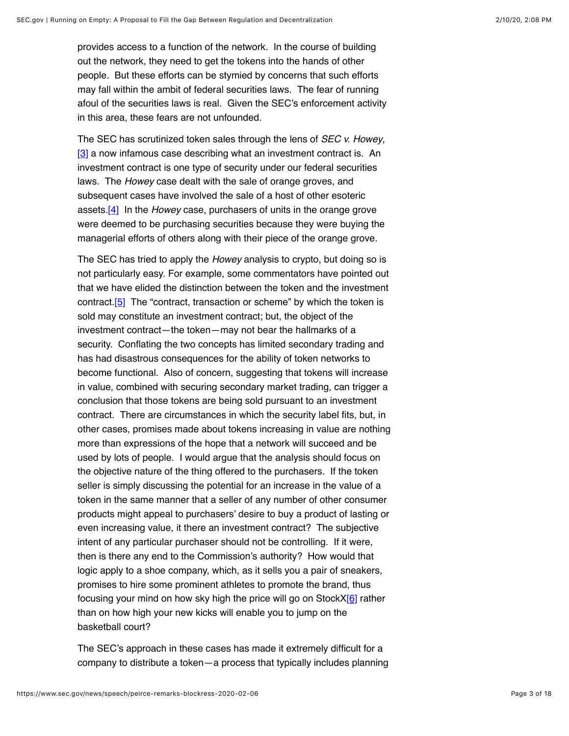provides access to a function of the network. In the course of building out the network, they need to get the tokens into the hands of other people. But these efforts can be stymied by concerns that such efforts may fall within the ambit of federal securities laws. The fear of running afoul of the securities laws is real. Given the SEC's enforcement activity in this area, these fears are not unfounded.

The SEC has scrutinized token sales through the lens of *SEC v. Howey*,[3] a now infamous case describing what an investment contract is. An investment contract is one type of security under our federal securities laws. The *Howey* case dealt with the sale of orange groves, and subsequent cases have involved the sale of a host of other esoteric assets.[4] In the *Howey* case, purchasers of units in the orange grove were deemed to be purchasing securities because they were buying the managerial efforts of others along with their piece of the orange grove.

The SEC has tried to apply the *Howey* analysis to crypto, but doing so is not particularly easy. For example, some commentators have pointed out that we have elided the distinction between the token and the investment contract.[5] The "contract, transaction or scheme" by which the token is sold may constitute an investment contract; but, the object of the investment contract—the token—may not bear the hallmarks of a security. Conflating the two concepts has limited secondary trading and has had disastrous consequences for the ability of token networks to become functional. Also of concern, suggesting that tokens will increase in value, combined with securing secondary market trading, can trigger a conclusion that those tokens are being sold pursuant to an investment contract. There are circumstances in which the security label fits, but, in other cases, promises made about tokens increasing in value are nothing more than expressions of the hope that a network will succeed and be used by lots of people. I would argue that the analysis should focus on the objective nature of the thing offered to the purchasers. If the token seller is simply discussing the potential for an increase in the value of a token in the same manner that a seller of any number of other consumer products might appeal to purchasers' desire to buy a product of lasting or even increasing value, it there an investment contract? The subjective intent of any particular purchaser should not be controlling. If it were, then is there any end to the Commission's authority? How would that logic apply to a shoe company, which, as it sells you a pair of sneakers, promises to hire some prominent athletes to promote the brand, thus focusing your mind on how sky high the price will go on StockX[6] rather than on how high your new kicks will enable you to jump on the basketball court?

The SEC's approach in these cases has made it extremely difficult for a company to distribute a token—a process that typically includes planning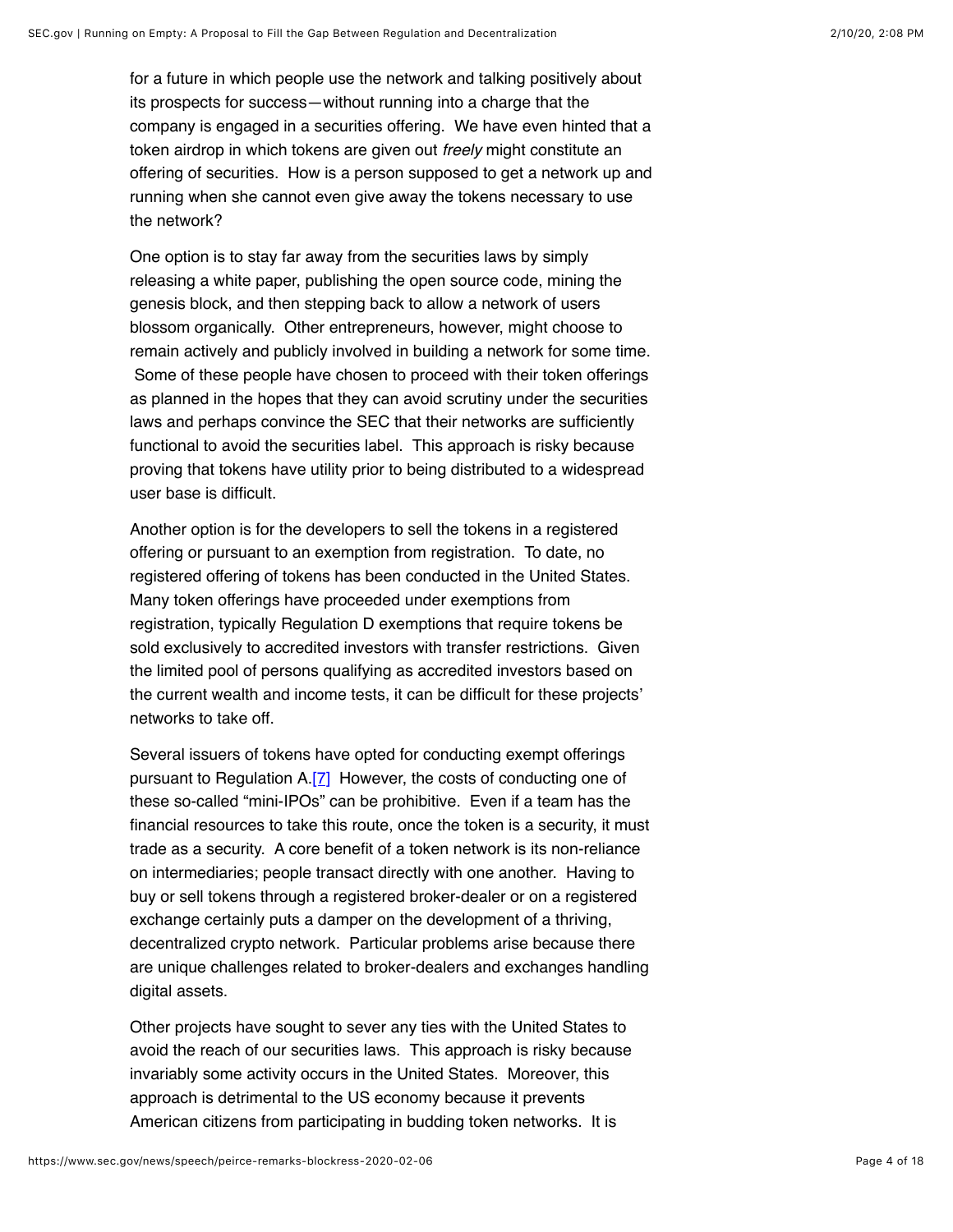for a future in which people use the network and talking positively about its prospects for success—without running into a charge that the company is engaged in a securities offering. We have even hinted that a token airdrop in which tokens are given out *freely* might constitute an offering of securities. How is a person supposed to get a network up and running when she cannot even give away the tokens necessary to use the network?

One option is to stay far away from the securities laws by simply releasing a white paper, publishing the open source code, mining the genesis block, and then stepping back to allow a network of users blossom organically. Other entrepreneurs, however, might choose to remain actively and publicly involved in building a network for some time. Some of these people have chosen to proceed with their token offerings as planned in the hopes that they can avoid scrutiny under the securities laws and perhaps convince the SEC that their networks are sufficiently functional to avoid the securities label. This approach is risky because proving that tokens have utility prior to being distributed to a widespread user base is difficult.

Another option is for the developers to sell the tokens in a registered offering or pursuant to an exemption from registration. To date, no registered offering of tokens has been conducted in the United States. Many token offerings have proceeded under exemptions from registration, typically Regulation D exemptions that require tokens be sold exclusively to accredited investors with transfer restrictions. Given the limited pool of persons qualifying as accredited investors based on the current wealth and income tests, it can be difficult for these projects' networks to take off.

Several issuers of tokens have opted for conducting exempt offerings pursuant to Regulation A.[7] However, the costs of conducting one of these so-called "mini-IPOs" can be prohibitive. Even if a team has the financial resources to take this route, once the token is a security, it must trade as a security. A core benefit of a token network is its non-reliance on intermediaries; people transact directly with one another. Having to buy or sell tokens through a registered broker-dealer or on a registered exchange certainly puts a damper on the development of a thriving, decentralized crypto network. Particular problems arise because there are unique challenges related to broker-dealers and exchanges handling digital assets.

Other projects have sought to sever any ties with the United States to avoid the reach of our securities laws. This approach is risky because invariably some activity occurs in the United States. Moreover, this approach is detrimental to the US economy because it prevents American citizens from participating in budding token networks. It is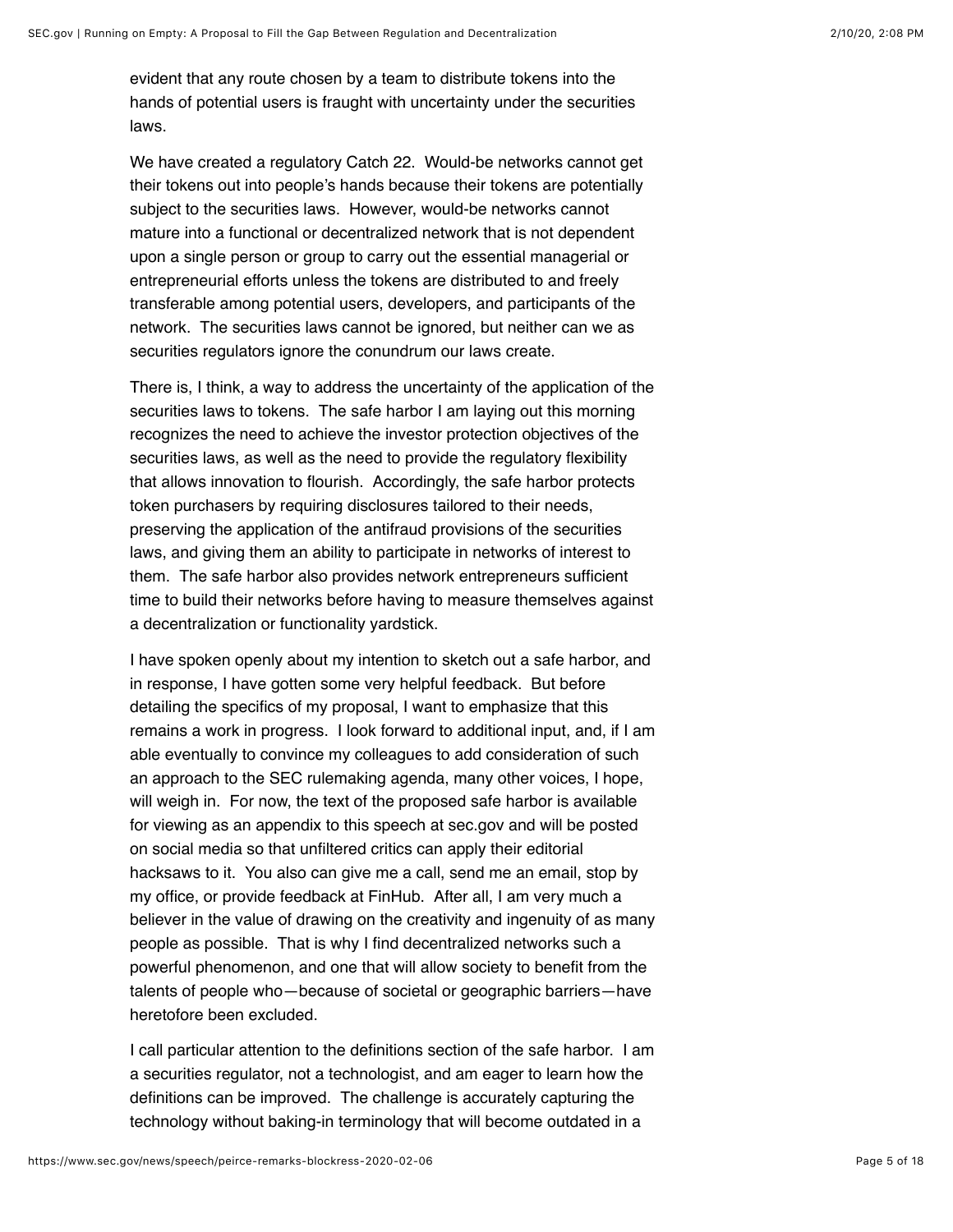evident that any route chosen by a team to distribute tokens into the hands of potential users is fraught with uncertainty under the securities laws.

We have created a regulatory Catch 22. Would-be networks cannot get their tokens out into people's hands because their tokens are potentially subject to the securities laws. However, would-be networks cannot mature into a functional or decentralized network that is not dependent upon a single person or group to carry out the essential managerial or entrepreneurial efforts unless the tokens are distributed to and freely transferable among potential users, developers, and participants of the network. The securities laws cannot be ignored, but neither can we as securities regulators ignore the conundrum our laws create.

There is, I think, a way to address the uncertainty of the application of the securities laws to tokens. The safe harbor I am laying out this morning recognizes the need to achieve the investor protection objectives of the securities laws, as well as the need to provide the regulatory flexibility that allows innovation to flourish. Accordingly, the safe harbor protects token purchasers by requiring disclosures tailored to their needs, preserving the application of the antifraud provisions of the securities laws, and giving them an ability to participate in networks of interest to them. The safe harbor also provides network entrepreneurs sufficient time to build their networks before having to measure themselves against a decentralization or functionality yardstick.

I have spoken openly about my intention to sketch out a safe harbor, and in response, I have gotten some very helpful feedback. But before detailing the specifics of my proposal, I want to emphasize that this remains a work in progress. I look forward to additional input, and, if I am able eventually to convince my colleagues to add consideration of such an approach to the SEC rulemaking agenda, many other voices, I hope, will weigh in. For now, the text of the proposed safe harbor is available for viewing as an appendix to this speech at sec.gov and will be posted on social media so that unfiltered critics can apply their editorial hacksaws to it. You also can give me a call, send me an email, stop by my office, or provide feedback at FinHub. After all, I am very much a believer in the value of drawing on the creativity and ingenuity of as many people as possible. That is why I find decentralized networks such a powerful phenomenon, and one that will allow society to benefit from the talents of people who—because of societal or geographic barriers—have heretofore been excluded.

I call particular attention to the definitions section of the safe harbor. I am a securities regulator, not a technologist, and am eager to learn how the definitions can be improved. The challenge is accurately capturing the technology without baking-in terminology that will become outdated in a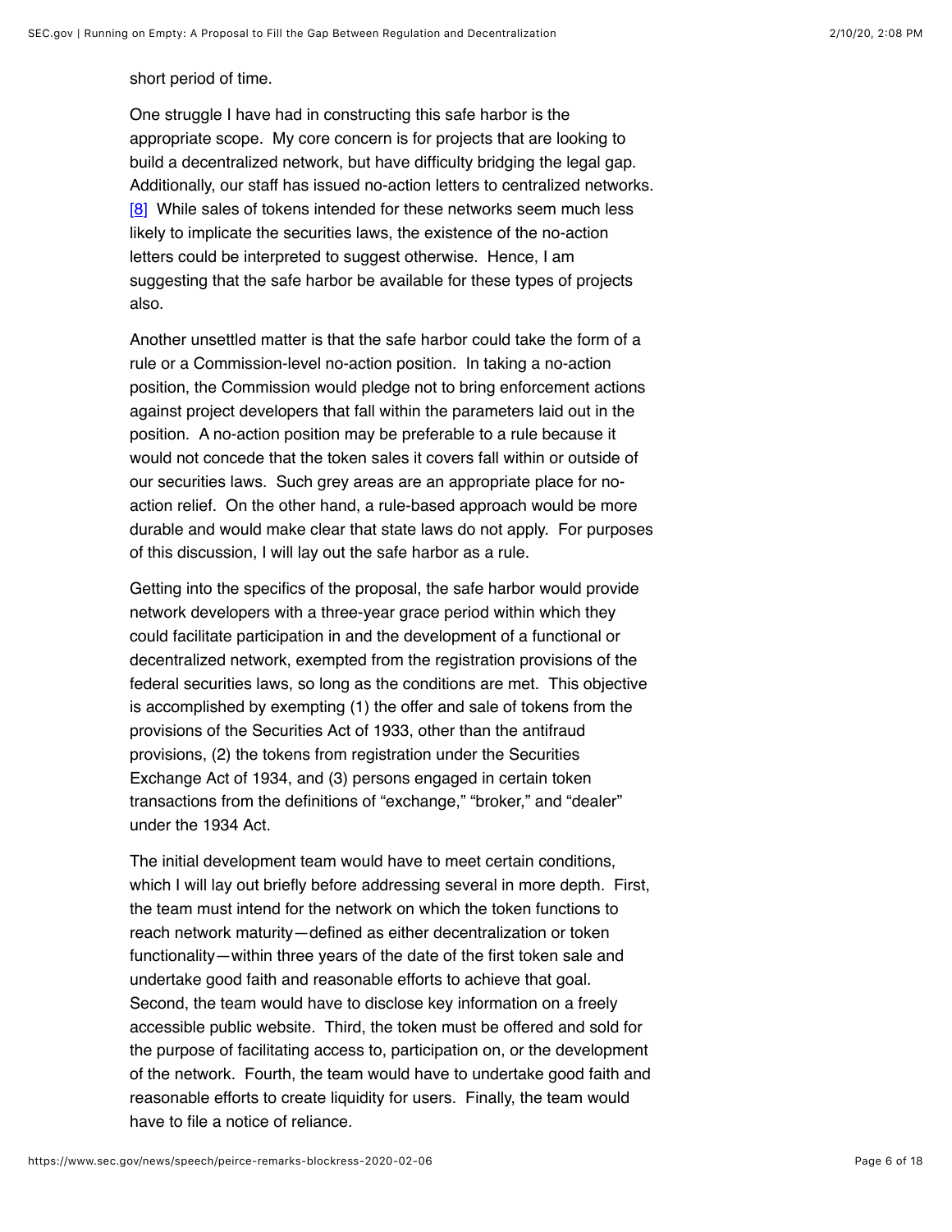short period of time.

One struggle I have had in constructing this safe harbor is the appropriate scope. My core concern is for projects that are looking to build a decentralized network, but have difficulty bridging the legal gap. Additionally, our staff has issued no-action letters to centralized networks. [8] While sales of tokens intended for these networks seem much less likely to implicate the securities laws, the existence of the no-action letters could be interpreted to suggest otherwise. Hence, I am suggesting that the safe harbor be available for these types of projects also.

Another unsettled matter is that the safe harbor could take the form of a rule or a Commission-level no-action position. In taking a no-action position, the Commission would pledge not to bring enforcement actions against project developers that fall within the parameters laid out in the position. A no-action position may be preferable to a rule because it would not concede that the token sales it covers fall within or outside of our securities laws. Such grey areas are an appropriate place for no-action relief. On the other hand, a rule-based approach would be more durable and would make clear that state laws do not apply. For purposes of this discussion, I will lay out the safe harbor as a rule.

Getting into the specifics of the proposal, the safe harbor would provide network developers with a three-year grace period within which they could facilitate participation in and the development of a functional or decentralized network, exempted from the registration provisions of the federal securities laws, so long as the conditions are met. This objective is accomplished by exempting (1) the offer and sale of tokens from the provisions of the Securities Act of 1933, other than the antifraud provisions, (2) the tokens from registration under the Securities Exchange Act of 1934, and (3) persons engaged in certain token transactions from the definitions of "exchange," "broker," and "dealer" under the 1934 Act.

The initial development team would have to meet certain conditions, which I will lay out briefly before addressing several in more depth. First, the team must intend for the network on which the token functions to reach network maturity—defined as either decentralization or token functionality—within three years of the date of the first token sale and undertake good faith and reasonable efforts to achieve that goal. Second, the team would have to disclose key information on a freely accessible public website. Third, the token must be offered and sold for the purpose of facilitating access to, participation on, or the development of the network. Fourth, the team would have to undertake good faith and reasonable efforts to create liquidity for users. Finally, the team would have to file a notice of reliance.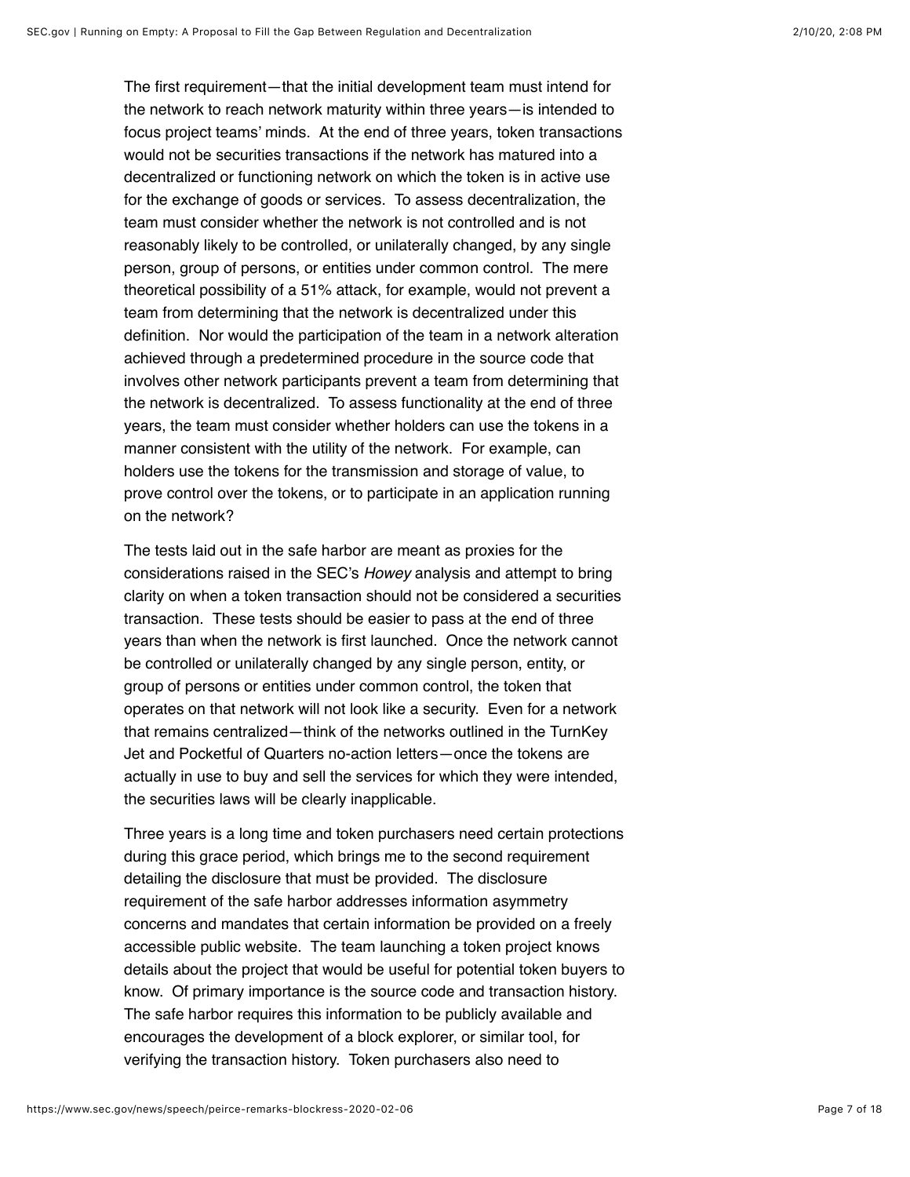The first requirement—that the initial development team must intend for the network to reach network maturity within three years—is intended to focus project teams' minds. At the end of three years, token transactions would not be securities transactions if the network has matured into a decentralized or functioning network on which the token is in active use for the exchange of goods or services. To assess decentralization, the team must consider whether the network is not controlled and is not reasonably likely to be controlled, or unilaterally changed, by any single person, group of persons, or entities under common control. The mere theoretical possibility of a 51% attack, for example, would not prevent a team from determining that the network is decentralized under this definition. Nor would the participation of the team in a network alteration achieved through a predetermined procedure in the source code that involves other network participants prevent a team from determining that the network is decentralized. To assess functionality at the end of three years, the team must consider whether holders can use the tokens in a manner consistent with the utility of the network. For example, can holders use the tokens for the transmission and storage of value, to prove control over the tokens, or to participate in an application running on the network?

The tests laid out in the safe harbor are meant as proxies for the considerations raised in the SEC's *Howey* analysis and attempt to bring clarity on when a token transaction should not be considered a securities transaction. These tests should be easier to pass at the end of three years than when the network is first launched. Once the network cannot be controlled or unilaterally changed by any single person, entity, or group of persons or entities under common control, the token that operates on that network will not look like a security. Even for a network that remains centralized—think of the networks outlined in the TurnKey Jet and Pocketful of Quarters no-action letters—once the tokens are actually in use to buy and sell the services for which they were intended, the securities laws will be clearly inapplicable.

Three years is a long time and token purchasers need certain protections during this grace period, which brings me to the second requirement detailing the disclosure that must be provided. The disclosure requirement of the safe harbor addresses information asymmetry concerns and mandates that certain information be provided on a freely accessible public website. The team launching a token project knows details about the project that would be useful for potential token buyers to know. Of primary importance is the source code and transaction history. The safe harbor requires this information to be publicly available and encourages the development of a block explorer, or similar tool, for verifying the transaction history. Token purchasers also need to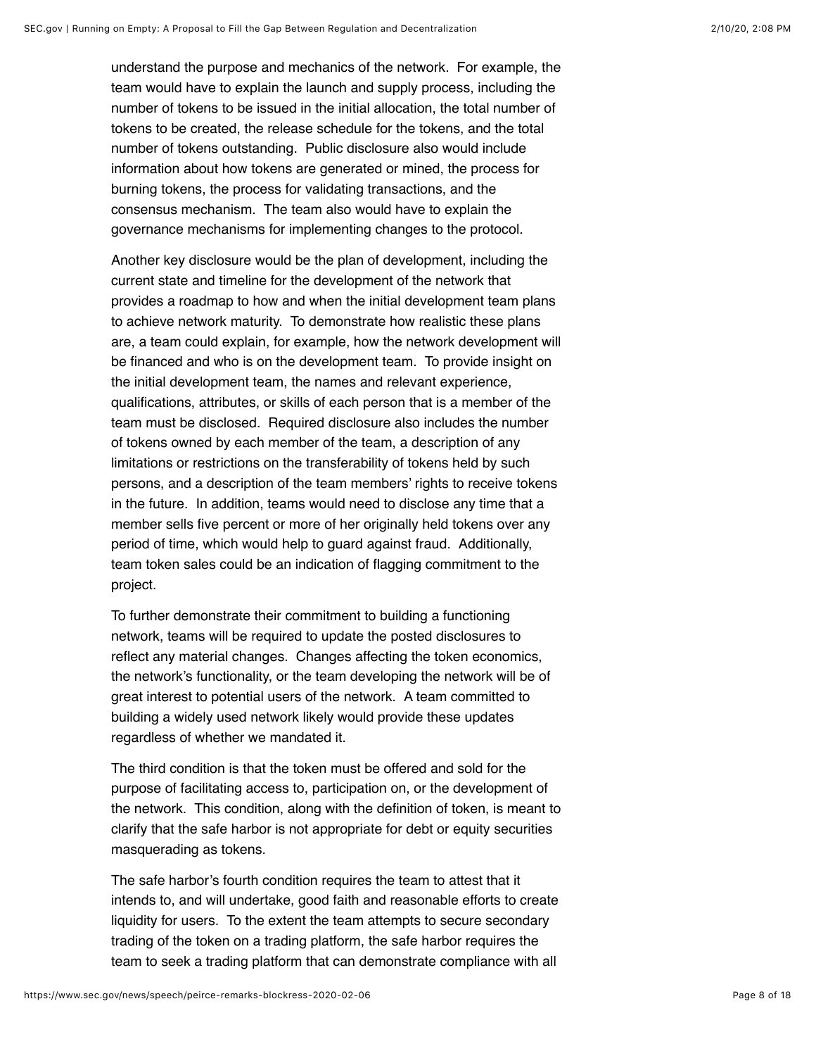understand the purpose and mechanics of the network. For example, the team would have to explain the launch and supply process, including the number of tokens to be issued in the initial allocation, the total number of tokens to be created, the release schedule for the tokens, and the total number of tokens outstanding. Public disclosure also would include information about how tokens are generated or mined, the process for burning tokens, the process for validating transactions, and the consensus mechanism. The team also would have to explain the governance mechanisms for implementing changes to the protocol.

Another key disclosure would be the plan of development, including the current state and timeline for the development of the network that provides a roadmap to how and when the initial development team plans to achieve network maturity. To demonstrate how realistic these plans are, a team could explain, for example, how the network development will be financed and who is on the development team. To provide insight on the initial development team, the names and relevant experience, qualifications, attributes, or skills of each person that is a member of the team must be disclosed. Required disclosure also includes the number of tokens owned by each member of the team, a description of any limitations or restrictions on the transferability of tokens held by such persons, and a description of the team members' rights to receive tokens in the future. In addition, teams would need to disclose any time that a member sells five percent or more of her originally held tokens over any period of time, which would help to guard against fraud. Additionally, team token sales could be an indication of flagging commitment to the project.

To further demonstrate their commitment to building a functioning network, teams will be required to update the posted disclosures to reflect any material changes. Changes affecting the token economics, the network's functionality, or the team developing the network will be of great interest to potential users of the network. A team committed to building a widely used network likely would provide these updates regardless of whether we mandated it.

The third condition is that the token must be offered and sold for the purpose of facilitating access to, participation on, or the development of the network. This condition, along with the definition of token, is meant to clarify that the safe harbor is not appropriate for debt or equity securities masquerading as tokens.

The safe harbor's fourth condition requires the team to attest that it intends to, and will undertake, good faith and reasonable efforts to create liquidity for users. To the extent the team attempts to secure secondary trading of the token on a trading platform, the safe harbor requires the team to seek a trading platform that can demonstrate compliance with all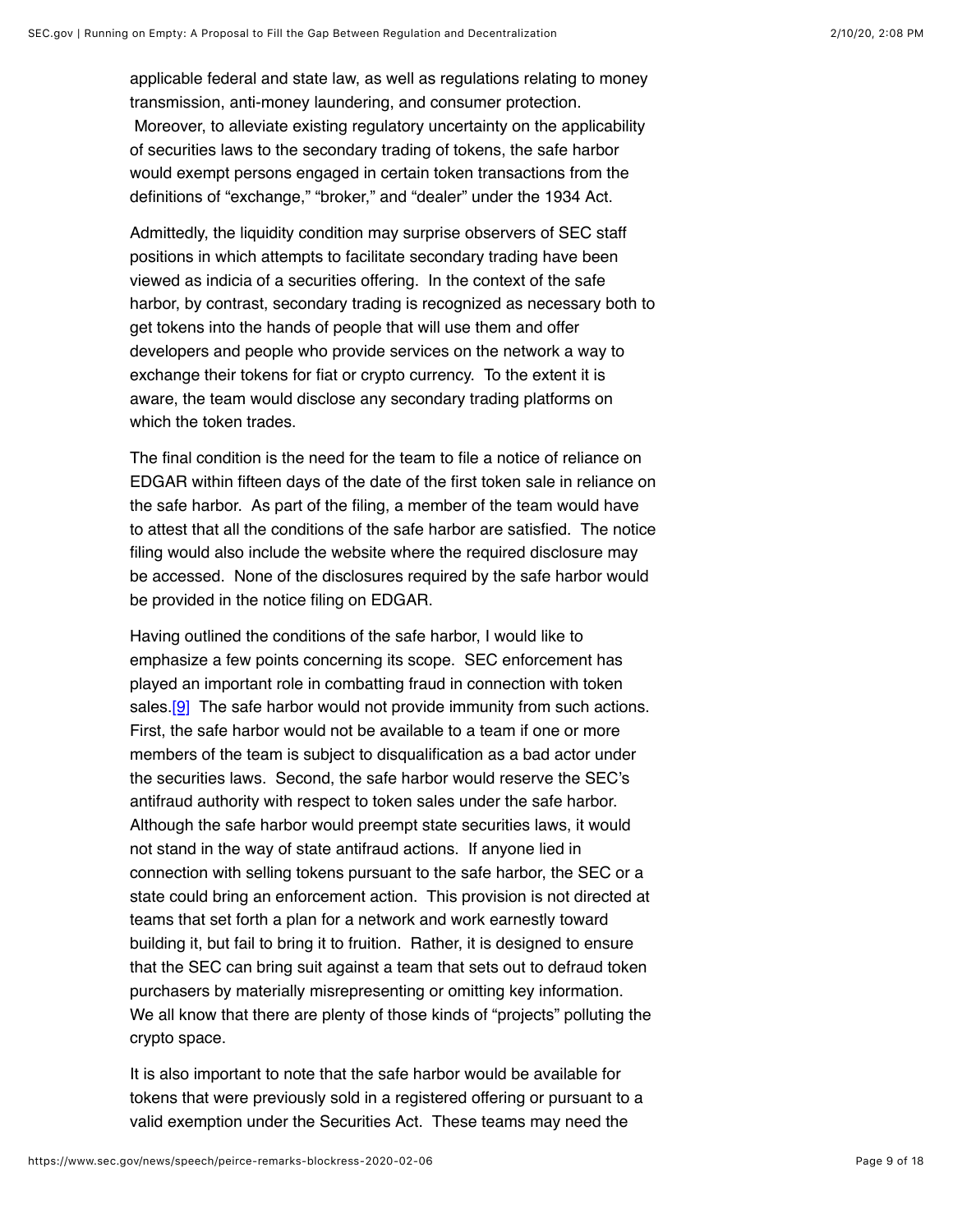applicable federal and state law, as well as regulations relating to money transmission, anti-money laundering, and consumer protection. Moreover, to alleviate existing regulatory uncertainty on the applicability of securities laws to the secondary trading of tokens, the safe harbor would exempt persons engaged in certain token transactions from the definitions of "exchange," "broker," and "dealer" under the 1934 Act.

Admittedly, the liquidity condition may surprise observers of SEC staff positions in which attempts to facilitate secondary trading have been viewed as indicia of a securities offering. In the context of the safe harbor, by contrast, secondary trading is recognized as necessary both to get tokens into the hands of people that will use them and offer developers and people who provide services on the network a way to exchange their tokens for fiat or crypto currency. To the extent it is aware, the team would disclose any secondary trading platforms on which the token trades.

The final condition is the need for the team to file a notice of reliance on EDGAR within fifteen days of the date of the first token sale in reliance on the safe harbor. As part of the filing, a member of the team would have to attest that all the conditions of the safe harbor are satisfied. The notice filing would also include the website where the required disclosure may be accessed. None of the disclosures required by the safe harbor would be provided in the notice filing on EDGAR.

Having outlined the conditions of the safe harbor, I would like to emphasize a few points concerning its scope. SEC enforcement has played an important role in combatting fraud in connection with token sales.[9] The safe harbor would not provide immunity from such actions. First, the safe harbor would not be available to a team if one or more members of the team is subject to disqualification as a bad actor under the securities laws. Second, the safe harbor would reserve the SEC's antifraud authority with respect to token sales under the safe harbor. Although the safe harbor would preempt state securities laws, it would not stand in the way of state antifraud actions. If anyone lied in connection with selling tokens pursuant to the safe harbor, the SEC or a state could bring an enforcement action. This provision is not directed at teams that set forth a plan for a network and work earnestly toward building it, but fail to bring it to fruition. Rather, it is designed to ensure that the SEC can bring suit against a team that sets out to defraud token purchasers by materially misrepresenting or omitting key information. We all know that there are plenty of those kinds of "projects" polluting the crypto space.

It is also important to note that the safe harbor would be available for tokens that were previously sold in a registered offering or pursuant to a valid exemption under the Securities Act. These teams may need the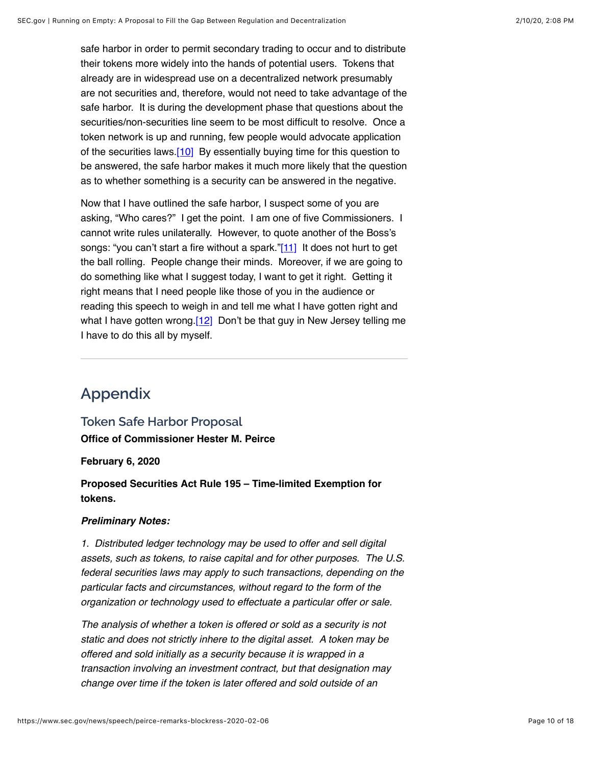safe harbor in order to permit secondary trading to occur and to distribute their tokens more widely into the hands of potential users. Tokens that already are in widespread use on a decentralized network presumably are not securities and, therefore, would not need to take advantage of the safe harbor. It is during the development phase that questions about the securities/non-securities line seem to be most difficult to resolve. Once a token network is up and running, few people would advocate application of the securities laws.[10] By essentially buying time for this question to be answered, the safe harbor makes it much more likely that the question as to whether something is a security can be answered in the negative.

Now that I have outlined the safe harbor, I suspect some of you are asking, "Who cares?" I get the point. I am one of five Commissioners. I cannot write rules unilaterally. However, to quote another of the Boss's songs: "you can't start a fire without a spark."[11] It does not hurt to get the ball rolling. People change their minds. Moreover, if we are going to do something like what I suggest today, I want to get it right. Getting it right means that I need people like those of you in the audience or reading this speech to weigh in and tell me what I have gotten right and what I have gotten wrong.[12] Don't be that guy in New Jersey telling me I have to do this all by myself.

---

## Appendix

### Token Safe Harbor Proposal

**Office of Commissioner Hester M. Peirce**

**February 6, 2020**

**Proposed Securities Act Rule 195 – Time-limited Exemption for tokens.**

***Preliminary Notes:***

*1. Distributed ledger technology may be used to offer and sell digital assets, such as tokens, to raise capital and for other purposes. The U.S. federal securities laws may apply to such transactions, depending on the particular facts and circumstances, without regard to the form of the organization or technology used to effectuate a particular offer or sale.*

*The analysis of whether a token is offered or sold as a security is not static and does not strictly inhere to the digital asset. A token may be offered and sold initially as a security because it is wrapped in a transaction involving an investment contract, but that designation may change over time if the token is later offered and sold outside of an*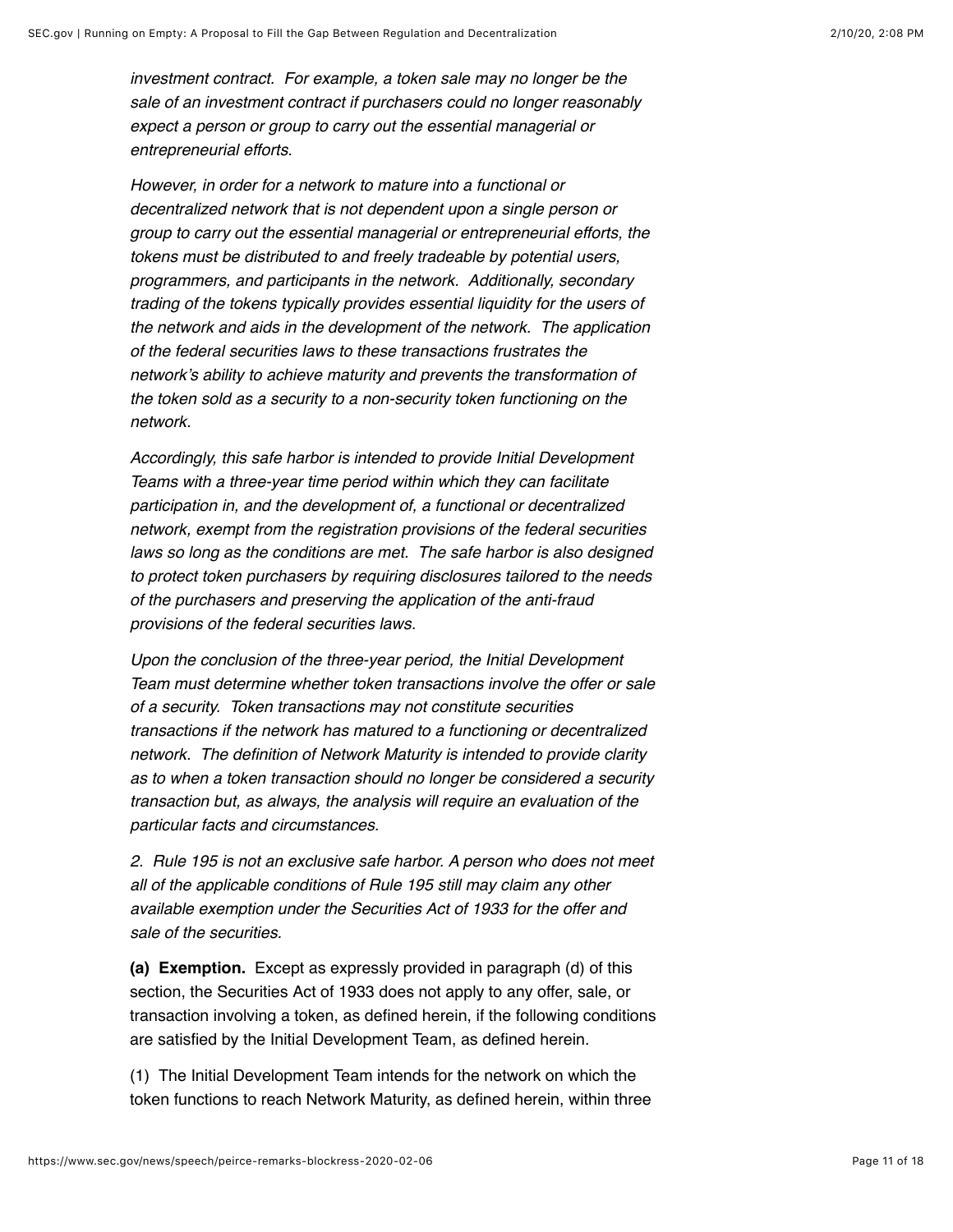*investment contract. For example, a token sale may no longer be the sale of an investment contract if purchasers could no longer reasonably expect a person or group to carry out the essential managerial or entrepreneurial efforts.*

*However, in order for a network to mature into a functional or decentralized network that is not dependent upon a single person or group to carry out the essential managerial or entrepreneurial efforts, the tokens must be distributed to and freely tradeable by potential users, programmers, and participants in the network. Additionally, secondary trading of the tokens typically provides essential liquidity for the users of the network and aids in the development of the network. The application of the federal securities laws to these transactions frustrates the network's ability to achieve maturity and prevents the transformation of the token sold as a security to a non-security token functioning on the network.*

*Accordingly, this safe harbor is intended to provide Initial Development Teams with a three-year time period within which they can facilitate participation in, and the development of, a functional or decentralized network, exempt from the registration provisions of the federal securities laws so long as the conditions are met. The safe harbor is also designed to protect token purchasers by requiring disclosures tailored to the needs of the purchasers and preserving the application of the anti-fraud provisions of the federal securities laws.*

*Upon the conclusion of the three-year period, the Initial Development Team must determine whether token transactions involve the offer or sale of a security. Token transactions may not constitute securities transactions if the network has matured to a functioning or decentralized network. The definition of Network Maturity is intended to provide clarity as to when a token transaction should no longer be considered a security transaction but, as always, the analysis will require an evaluation of the particular facts and circumstances.*

*2. Rule 195 is not an exclusive safe harbor. A person who does not meet all of the applicable conditions of Rule 195 still may claim any other available exemption under the Securities Act of 1933 for the offer and sale of the securities.*

**(a) Exemption.** Except as expressly provided in paragraph (d) of this section, the Securities Act of 1933 does not apply to any offer, sale, or transaction involving a token, as defined herein, if the following conditions are satisfied by the Initial Development Team, as defined herein.

(1) The Initial Development Team intends for the network on which the token functions to reach Network Maturity, as defined herein, within three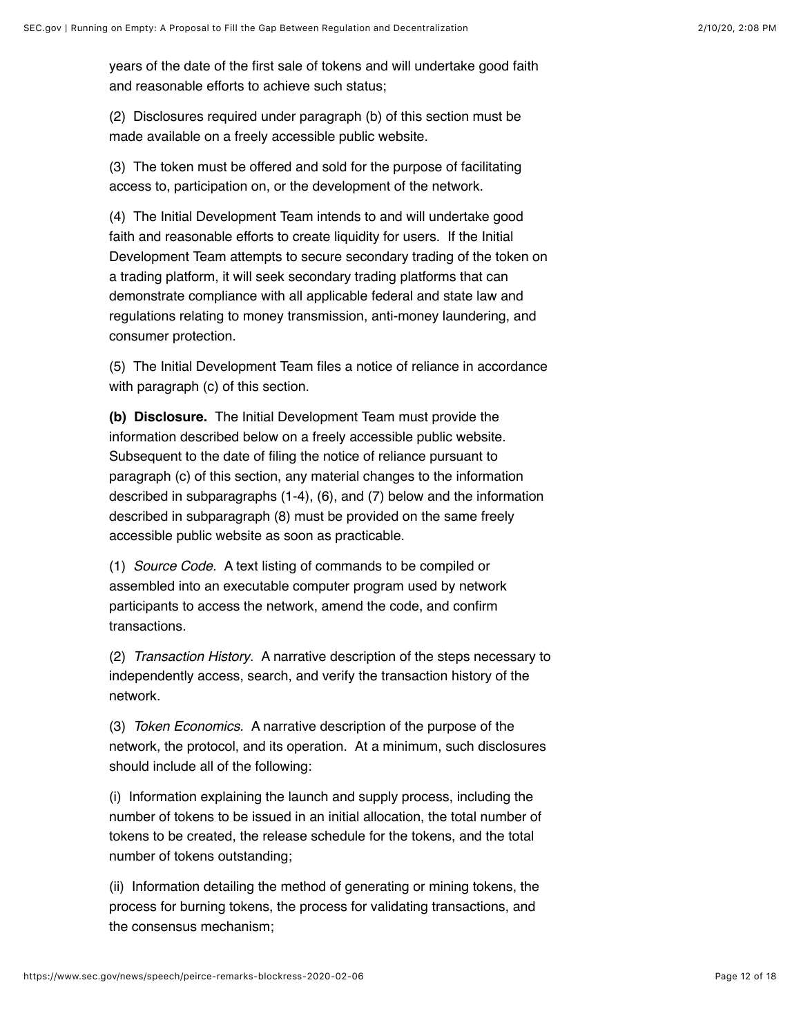years of the date of the first sale of tokens and will undertake good faith and reasonable efforts to achieve such status;

(2) Disclosures required under paragraph (b) of this section must be made available on a freely accessible public website.

(3) The token must be offered and sold for the purpose of facilitating access to, participation on, or the development of the network.

(4) The Initial Development Team intends to and will undertake good faith and reasonable efforts to create liquidity for users. If the Initial Development Team attempts to secure secondary trading of the token on a trading platform, it will seek secondary trading platforms that can demonstrate compliance with all applicable federal and state law and regulations relating to money transmission, anti-money laundering, and consumer protection.

(5) The Initial Development Team files a notice of reliance in accordance with paragraph (c) of this section.

**(b) Disclosure.** The Initial Development Team must provide the information described below on a freely accessible public website. Subsequent to the date of filing the notice of reliance pursuant to paragraph (c) of this section, any material changes to the information described in subparagraphs (1-4), (6), and (7) below and the information described in subparagraph (8) must be provided on the same freely accessible public website as soon as practicable.

(1) *Source Code.* A text listing of commands to be compiled or assembled into an executable computer program used by network participants to access the network, amend the code, and confirm transactions.

(2) *Transaction History*. A narrative description of the steps necessary to independently access, search, and verify the transaction history of the network.

(3) *Token Economics.* A narrative description of the purpose of the network, the protocol, and its operation. At a minimum, such disclosures should include all of the following:

(i) Information explaining the launch and supply process, including the number of tokens to be issued in an initial allocation, the total number of tokens to be created, the release schedule for the tokens, and the total number of tokens outstanding;

(ii) Information detailing the method of generating or mining tokens, the process for burning tokens, the process for validating transactions, and the consensus mechanism;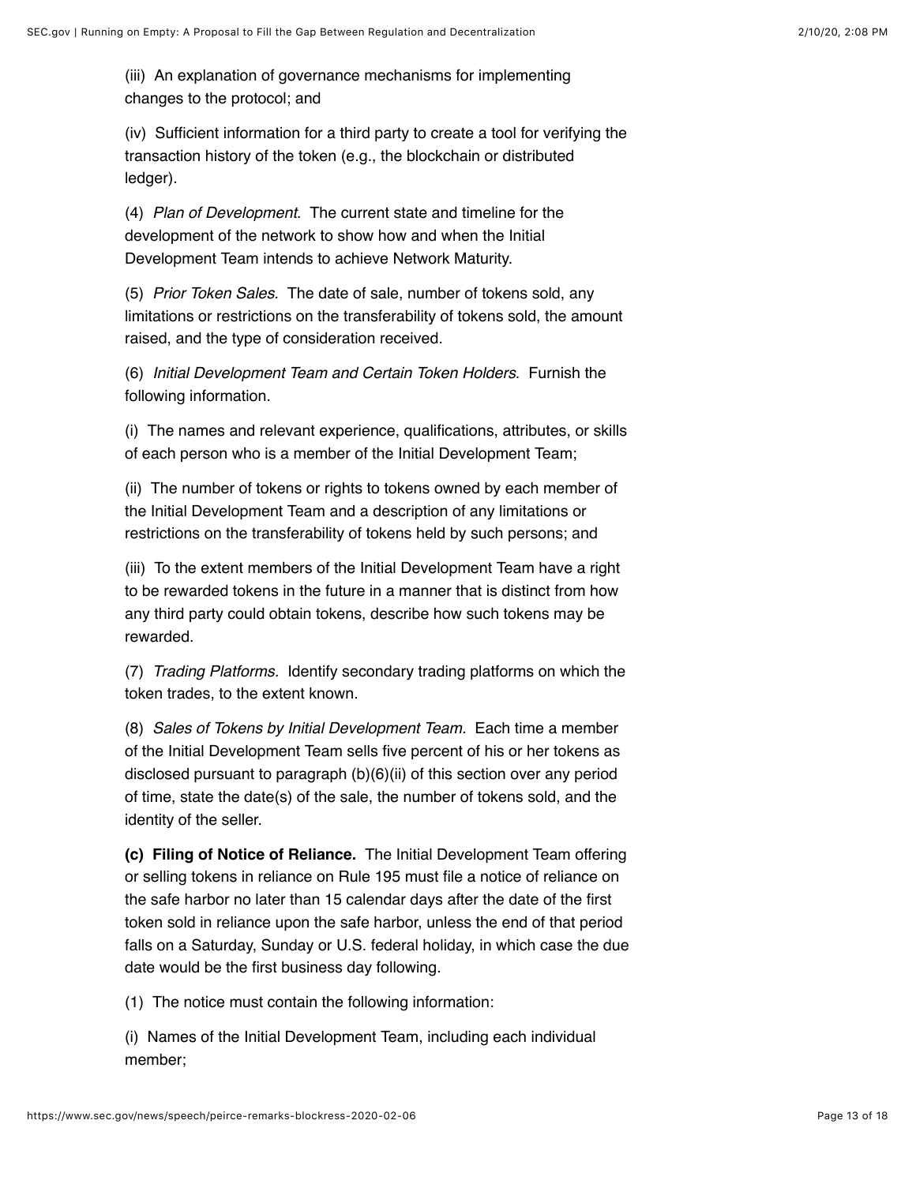(iii) An explanation of governance mechanisms for implementing changes to the protocol; and

(iv) Sufficient information for a third party to create a tool for verifying the transaction history of the token (e.g., the blockchain or distributed ledger).

(4) *Plan of Development.* The current state and timeline for the development of the network to show how and when the Initial Development Team intends to achieve Network Maturity.

(5) *Prior Token Sales.* The date of sale, number of tokens sold, any limitations or restrictions on the transferability of tokens sold, the amount raised, and the type of consideration received.

(6) *Initial Development Team and Certain Token Holders.* Furnish the following information.

(i) The names and relevant experience, qualifications, attributes, or skills of each person who is a member of the Initial Development Team;

(ii) The number of tokens or rights to tokens owned by each member of the Initial Development Team and a description of any limitations or restrictions on the transferability of tokens held by such persons; and

(iii) To the extent members of the Initial Development Team have a right to be rewarded tokens in the future in a manner that is distinct from how any third party could obtain tokens, describe how such tokens may be rewarded.

(7) *Trading Platforms.* Identify secondary trading platforms on which the token trades, to the extent known.

(8) *Sales of Tokens by Initial Development Team.* Each time a member of the Initial Development Team sells five percent of his or her tokens as disclosed pursuant to paragraph (b)(6)(ii) of this section over any period of time, state the date(s) of the sale, the number of tokens sold, and the identity of the seller.

**(c) Filing of Notice of Reliance.** The Initial Development Team offering or selling tokens in reliance on Rule 195 must file a notice of reliance on the safe harbor no later than 15 calendar days after the date of the first token sold in reliance upon the safe harbor, unless the end of that period falls on a Saturday, Sunday or U.S. federal holiday, in which case the due date would be the first business day following.

(1) The notice must contain the following information:

(i) Names of the Initial Development Team, including each individual member;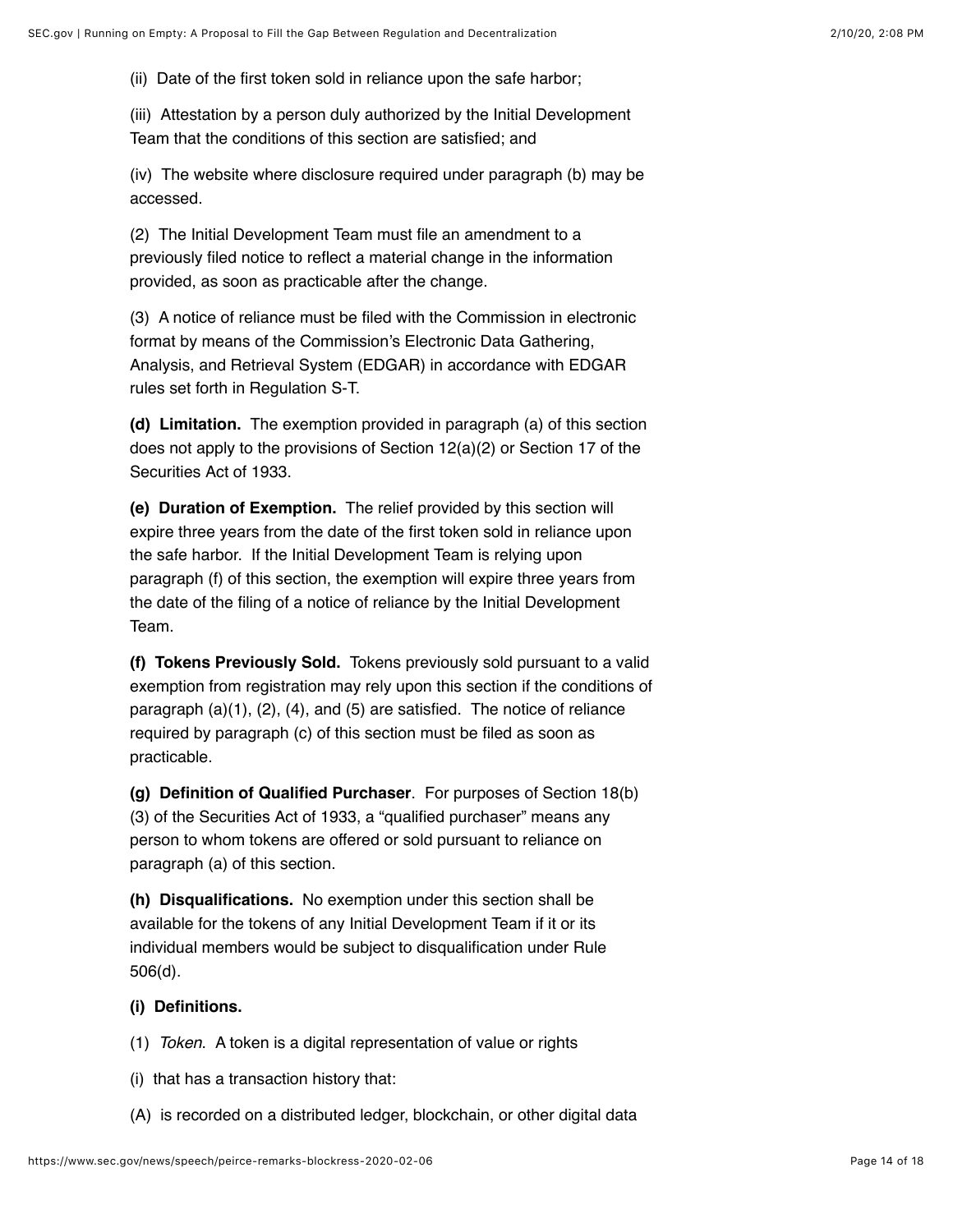(ii) Date of the first token sold in reliance upon the safe harbor;

(iii) Attestation by a person duly authorized by the Initial Development Team that the conditions of this section are satisfied; and

(iv) The website where disclosure required under paragraph (b) may be accessed.

(2) The Initial Development Team must file an amendment to a previously filed notice to reflect a material change in the information provided, as soon as practicable after the change.

(3) A notice of reliance must be filed with the Commission in electronic format by means of the Commission's Electronic Data Gathering, Analysis, and Retrieval System (EDGAR) in accordance with EDGAR rules set forth in Regulation S-T.

**(d) Limitation.** The exemption provided in paragraph (a) of this section does not apply to the provisions of Section 12(a)(2) or Section 17 of the Securities Act of 1933.

**(e) Duration of Exemption.** The relief provided by this section will expire three years from the date of the first token sold in reliance upon the safe harbor. If the Initial Development Team is relying upon paragraph (f) of this section, the exemption will expire three years from the date of the filing of a notice of reliance by the Initial Development Team.

**(f) Tokens Previously Sold.** Tokens previously sold pursuant to a valid exemption from registration may rely upon this section if the conditions of paragraph (a)(1), (2), (4), and (5) are satisfied. The notice of reliance required by paragraph (c) of this section must be filed as soon as practicable.

**(g) Definition of Qualified Purchaser**. For purposes of Section 18(b)(3) of the Securities Act of 1933, a "qualified purchaser" means any person to whom tokens are offered or sold pursuant to reliance on paragraph (a) of this section.

**(h) Disqualifications.** No exemption under this section shall be available for the tokens of any Initial Development Team if it or its individual members would be subject to disqualification under Rule 506(d).

**(i) Definitions.**

(1) *Token*. A token is a digital representation of value or rights

(i) that has a transaction history that:

(A) is recorded on a distributed ledger, blockchain, or other digital data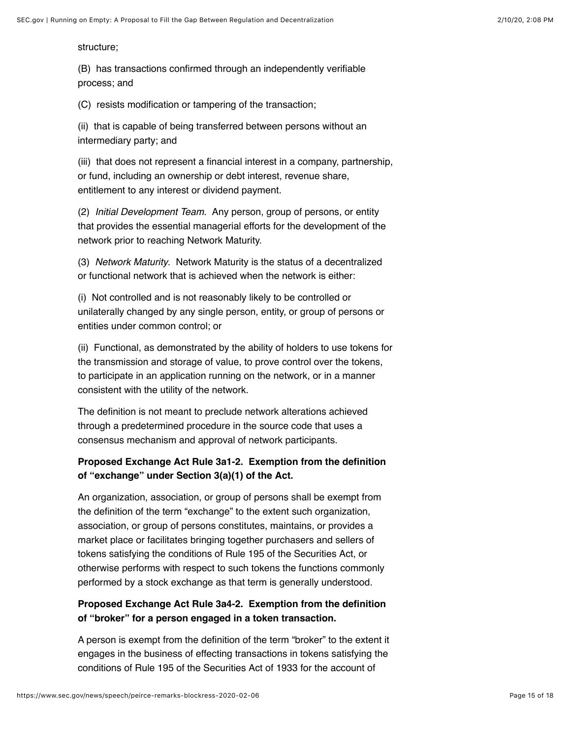structure;

(B) has transactions confirmed through an independently verifiable process; and

(C) resists modification or tampering of the transaction;

(ii) that is capable of being transferred between persons without an intermediary party; and

(iii) that does not represent a financial interest in a company, partnership, or fund, including an ownership or debt interest, revenue share, entitlement to any interest or dividend payment.

(2) *Initial Development Team*. Any person, group of persons, or entity that provides the essential managerial efforts for the development of the network prior to reaching Network Maturity.

(3) *Network Maturity*. Network Maturity is the status of a decentralized or functional network that is achieved when the network is either:

(i) Not controlled and is not reasonably likely to be controlled or unilaterally changed by any single person, entity, or group of persons or entities under common control; or

(ii) Functional, as demonstrated by the ability of holders to use tokens for the transmission and storage of value, to prove control over the tokens, to participate in an application running on the network, or in a manner consistent with the utility of the network.

The definition is not meant to preclude network alterations achieved through a predetermined procedure in the source code that uses a consensus mechanism and approval of network participants.

**Proposed Exchange Act Rule 3a1-2. Exemption from the definition of "exchange" under Section 3(a)(1) of the Act.**

An organization, association, or group of persons shall be exempt from the definition of the term "exchange" to the extent such organization, association, or group of persons constitutes, maintains, or provides a market place or facilitates bringing together purchasers and sellers of tokens satisfying the conditions of Rule 195 of the Securities Act, or otherwise performs with respect to such tokens the functions commonly performed by a stock exchange as that term is generally understood.

**Proposed Exchange Act Rule 3a4-2. Exemption from the definition of "broker" for a person engaged in a token transaction.**

A person is exempt from the definition of the term "broker" to the extent it engages in the business of effecting transactions in tokens satisfying the conditions of Rule 195 of the Securities Act of 1933 for the account of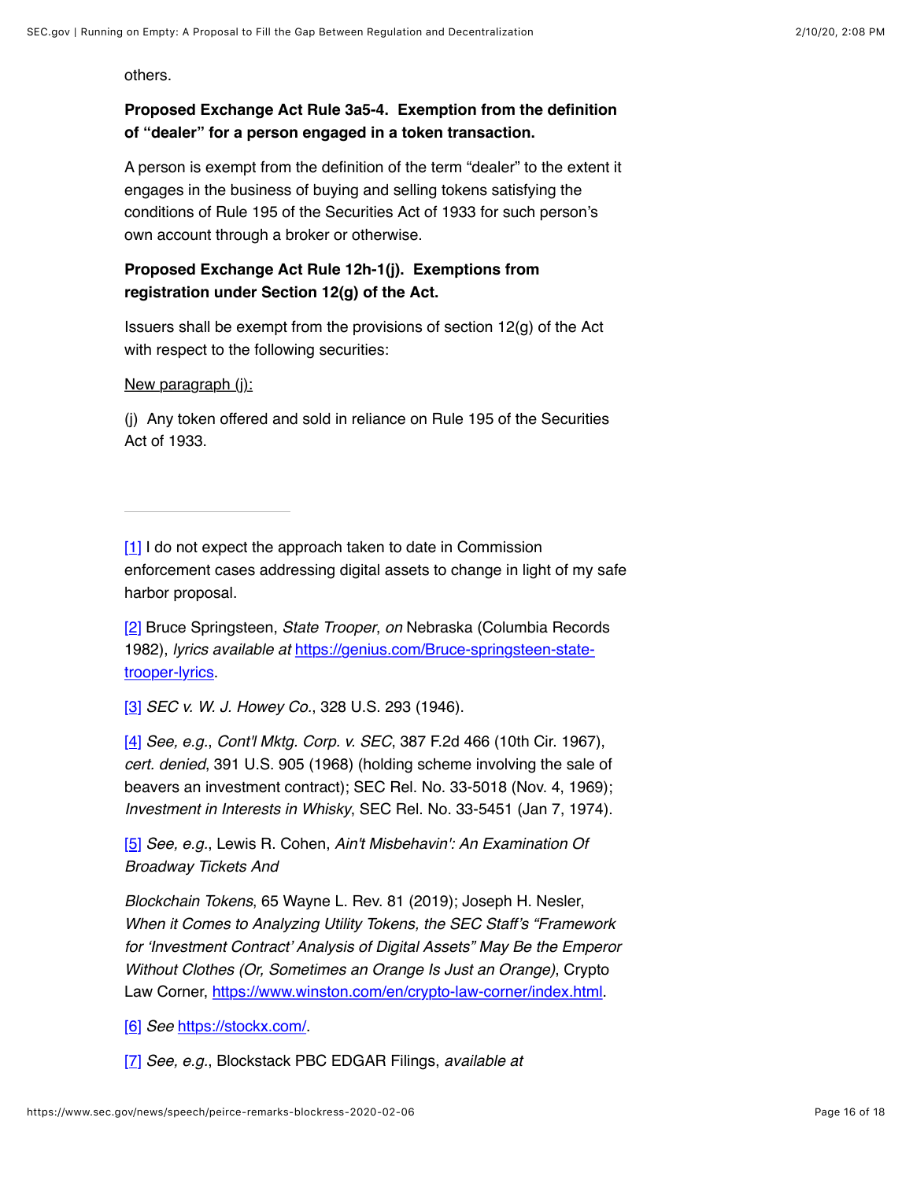others.

**Proposed Exchange Act Rule 3a5-4. Exemption from the definition of "dealer" for a person engaged in a token transaction.**

A person is exempt from the definition of the term "dealer" to the extent it engages in the business of buying and selling tokens satisfying the conditions of Rule 195 of the Securities Act of 1933 for such person's own account through a broker or otherwise.

**Proposed Exchange Act Rule 12h-1(j). Exemptions from registration under Section 12(g) of the Act.**

Issuers shall be exempt from the provisions of section 12(g) of the Act with respect to the following securities:

New paragraph (j):

(j) Any token offered and sold in reliance on Rule 195 of the Securities Act of 1933.

---

[1] I do not expect the approach taken to date in Commission enforcement cases addressing digital assets to change in light of my safe harbor proposal.

[2] Bruce Springsteen, *State Trooper*, *on* Nebraska (Columbia Records 1982), *lyrics available at* https://genius.com/Bruce-springsteen-state-trooper-lyrics.

[3] *SEC v. W. J. Howey Co.*, 328 U.S. 293 (1946).

[4] *See, e.g.*, *Cont'l Mktg. Corp. v. SEC*, 387 F.2d 466 (10th Cir. 1967), *cert. denied*, 391 U.S. 905 (1968) (holding scheme involving the sale of beavers an investment contract); SEC Rel. No. 33-5018 (Nov. 4, 1969); *Investment in Interests in Whisky*, SEC Rel. No. 33-5451 (Jan 7, 1974).

[5] *See, e.g.*, Lewis R. Cohen, *Ain't Misbehavin': An Examination Of Broadway Tickets And Blockchain Tokens*, 65 Wayne L. Rev. 81 (2019); Joseph H. Nesler, *When it Comes to Analyzing Utility Tokens, the SEC Staff's "Framework for 'Investment Contract' Analysis of Digital Assets" May Be the Emperor Without Clothes (Or, Sometimes an Orange Is Just an Orange)*, Crypto Law Corner, https://www.winston.com/en/crypto-law-corner/index.html.

[6] *See* https://stockx.com/.

[7] *See, e.g.*, Blockstack PBC EDGAR Filings, *available at*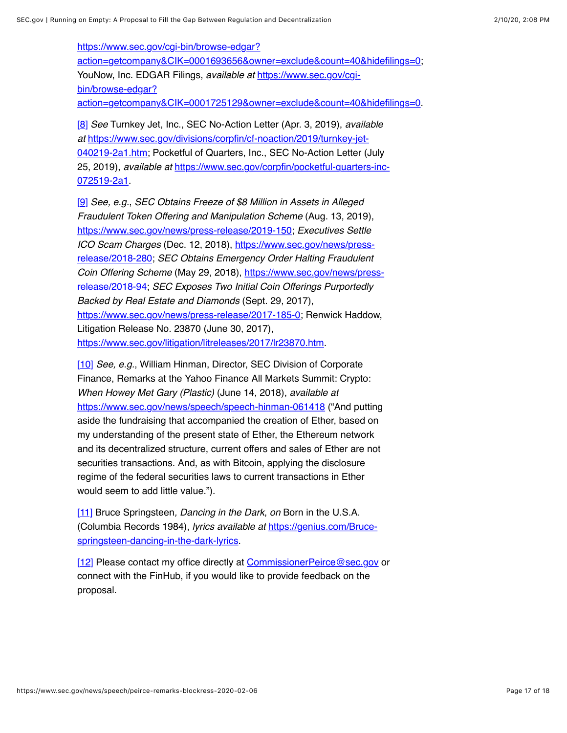https://www.sec.gov/cgi-bin/browse-edgar?action=getcompany&CIK=0001693656&owner=exclude&count=40&hidefilings=0; YouNow, Inc. EDGAR Filings, *available at* https://www.sec.gov/cgi-bin/browse-edgar?action=getcompany&CIK=0001725129&owner=exclude&count=40&hidefilings=0.

[8] *See* Turnkey Jet, Inc., SEC No-Action Letter (Apr. 3, 2019), *available at* https://www.sec.gov/divisions/corpfin/cf-noaction/2019/turnkey-jet-040219-2a1.htm; Pocketful of Quarters, Inc., SEC No-Action Letter (July 25, 2019), *available at* https://www.sec.gov/corpfin/pocketful-quarters-inc-072519-2a1.

[9] *See, e.g., SEC Obtains Freeze of $8 Million in Assets in Alleged Fraudulent Token Offering and Manipulation Scheme* (Aug. 13, 2019), https://www.sec.gov/news/press-release/2019-150; *Executives Settle ICO Scam Charges* (Dec. 12, 2018), https://www.sec.gov/news/press-release/2018-280; *SEC Obtains Emergency Order Halting Fraudulent Coin Offering Scheme* (May 29, 2018), https://www.sec.gov/news/press-release/2018-94; *SEC Exposes Two Initial Coin Offerings Purportedly Backed by Real Estate and Diamonds* (Sept. 29, 2017), https://www.sec.gov/news/press-release/2017-185-0; Renwick Haddow, Litigation Release No. 23870 (June 30, 2017), https://www.sec.gov/litigation/litreleases/2017/lr23870.htm.

[10] *See, e.g.*, William Hinman, Director, SEC Division of Corporate Finance, Remarks at the Yahoo Finance All Markets Summit: Crypto: *When Howey Met Gary (Plastic)* (June 14, 2018), *available at* https://www.sec.gov/news/speech/speech-hinman-061418 ("And putting aside the fundraising that accompanied the creation of Ether, based on my understanding of the present state of Ether, the Ethereum network and its decentralized structure, current offers and sales of Ether are not securities transactions. And, as with Bitcoin, applying the disclosure regime of the federal securities laws to current transactions in Ether would seem to add little value.").

[11] Bruce Springsteen*, Dancing in the Dark*, *on* Born in the U.S.A. (Columbia Records 1984), *lyrics available at* https://genius.com/Bruce-springsteen-dancing-in-the-dark-lyrics.

[12] Please contact my office directly at CommissionerPeirce@sec.gov or connect with the FinHub, if you would like to provide feedback on the proposal.